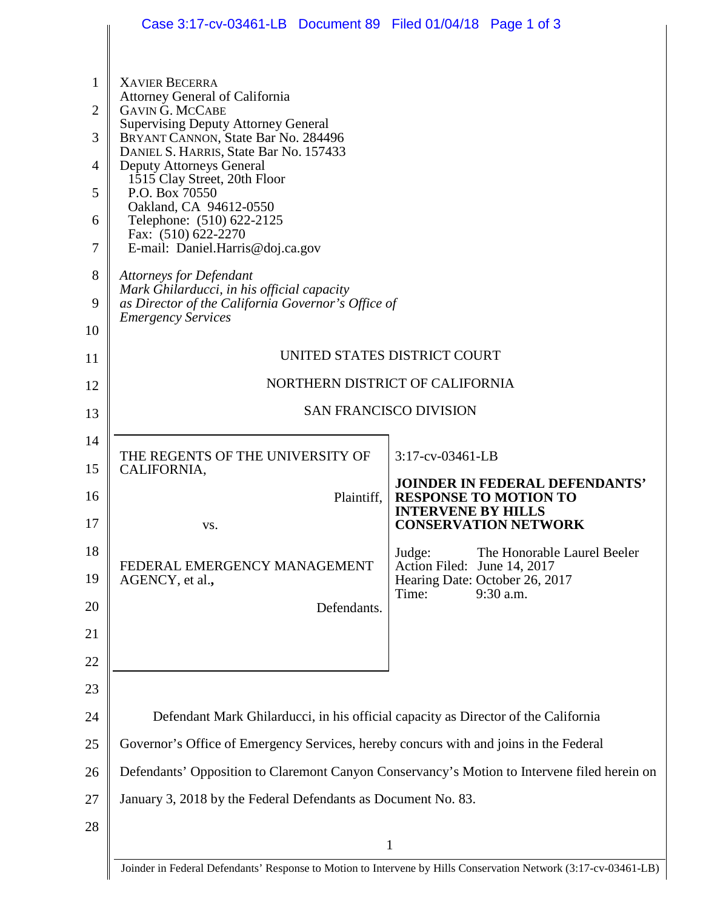XAVIER BECERRA
Attorney General of California
GAVIN G. MCCABE
Supervising Deputy Attorney General
BRYANT CANNON, State Bar No. 284496
DANIEL S. HARRIS, State Bar No. 157433
Deputy Attorneys General
1515 Clay Street, 20th Floor
P.O. Box 70550
Oakland, CA 94612-0550
Telephone: (510) 622-2125
Fax: (510) 622-2270
E-mail: Daniel.Harris@doj.ca.gov

*Attorneys for Defendant Mark Ghilarducci, in his official capacity as Director of the California Governor's Office of Emergency Services*

UNITED STATES DISTRICT COURT

NORTHERN DISTRICT OF CALIFORNIA

SAN FRANCISCO DIVISION

| | |
|---|---|
| THE REGENTS OF THE UNIVERSITY OF CALIFORNIA,<br><br>Plaintiff,<br><br>vs.<br><br>FEDERAL EMERGENCY MANAGEMENT AGENCY, et al.,<br><br>Defendants. | 3:17-cv-03461-LB<br><br>**JOINDER IN FEDERAL DEFENDANTS' RESPONSE TO MOTION TO INTERVENE BY HILLS CONSERVATION NETWORK**<br><br>Judge: The Honorable Laurel Beeler<br>Action Filed: June 14, 2017<br>Hearing Date: October 26, 2017<br>Time: 9:30 a.m. |

Defendant Mark Ghilarducci, in his official capacity as Director of the California Governor's Office of Emergency Services, hereby concurs with and joins in the Federal Defendants' Opposition to Claremont Canyon Conservancy's Motion to Intervene filed herein on January 3, 2018 by the Federal Defendants as Document No. 83.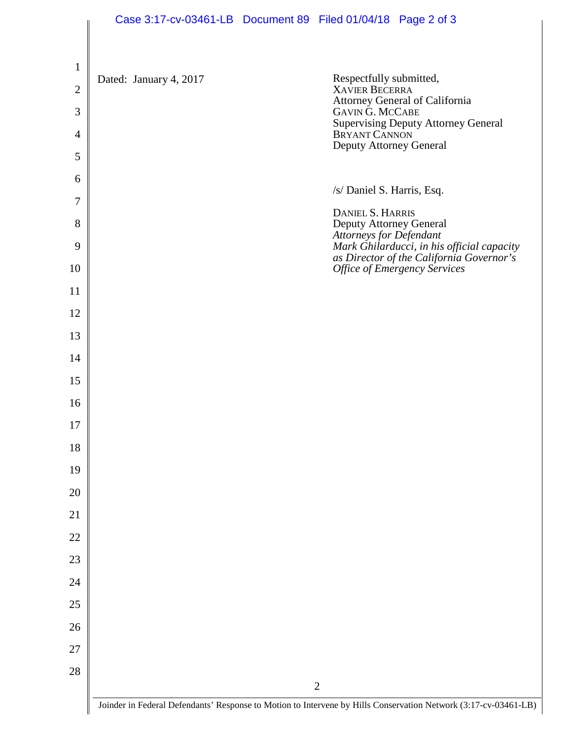Dated: January 4, 2017

Respectfully submitted,
XAVIER BECERRA
Attorney General of California
GAVIN G. MCCABE
Supervising Deputy Attorney General
BRYANT CANNON
Deputy Attorney General

/s/ Daniel S. Harris, Esq.

DANIEL S. HARRIS
Deputy Attorney General
*Attorneys for Defendant*
*Mark Ghilarducci, in his official capacity as Director of the California Governor's Office of Emergency Services*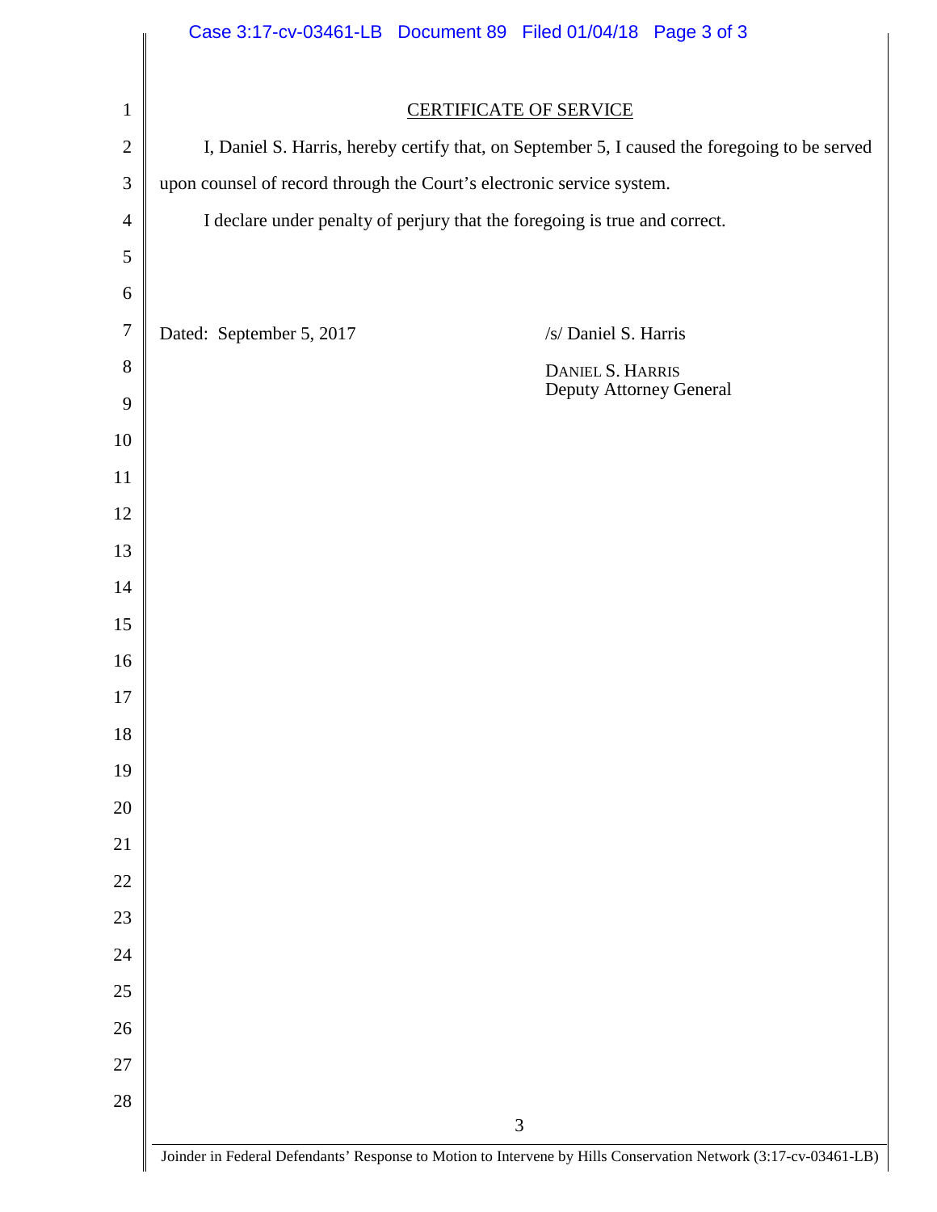# CERTIFICATE OF SERVICE

I, Daniel S. Harris, hereby certify that, on September 5, I caused the foregoing to be served upon counsel of record through the Court's electronic service system.

I declare under penalty of perjury that the foregoing is true and correct.

Dated: September 5, 2017

/s/ Daniel S. Harris

DANIEL S. HARRIS
Deputy Attorney General